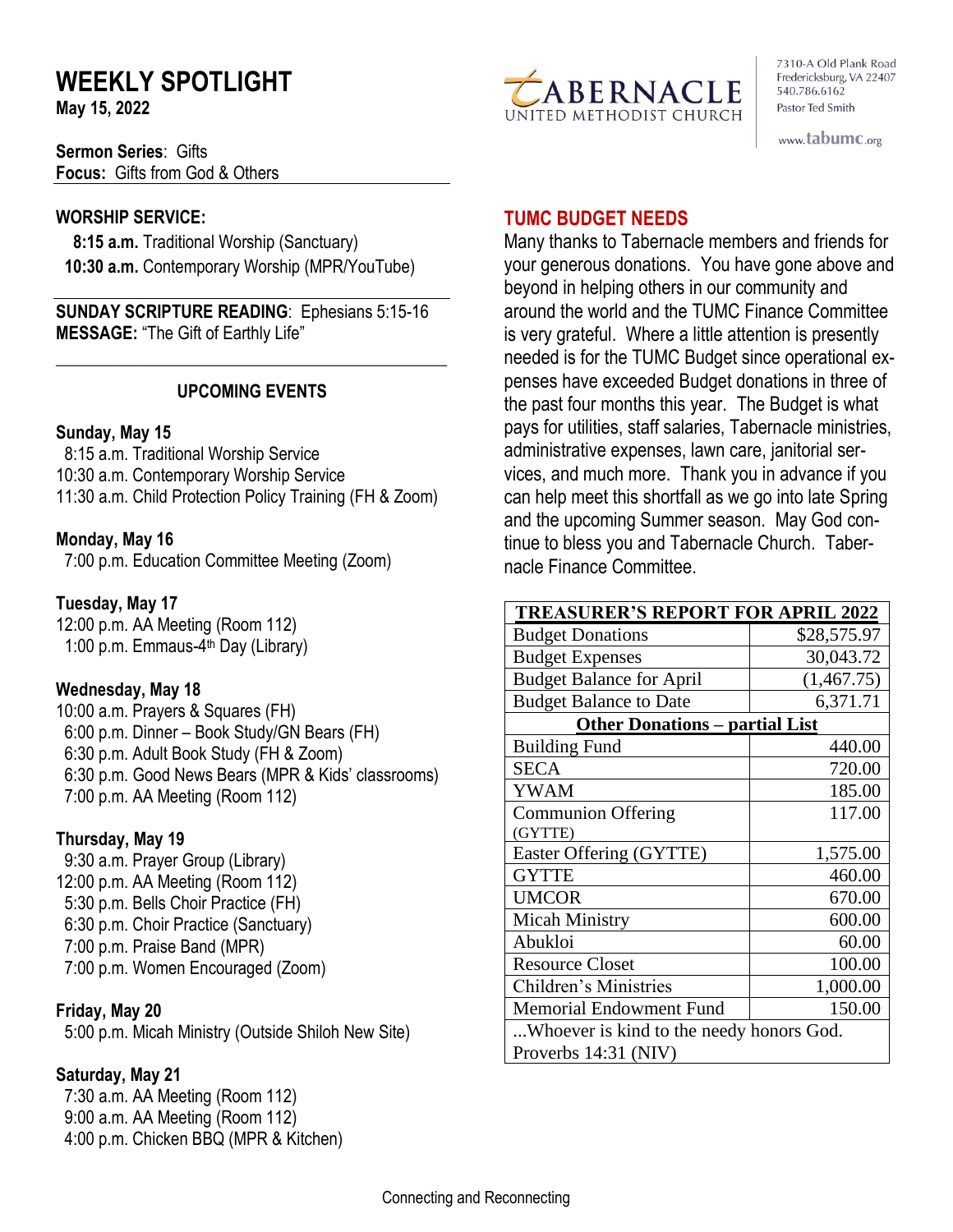# WEEKLY SPOTLIGHT

**May 15, 2022**

TABERNACLE UNITED METHODIST CHURCH

7310-A Old Plank Road
Fredericksburg, VA 22407
540.786.6162
Pastor Ted Smith

www.tabumc.org

**Sermon Series**: Gifts
**Focus:** Gifts from God & Others

**WORSHIP SERVICE:**

**8:15 a.m.** Traditional Worship (Sanctuary)
**10:30 a.m.** Contemporary Worship (MPR/YouTube)

**SUNDAY SCRIPTURE READING**: Ephesians 5:15-16
**MESSAGE:** "The Gift of Earthly Life"

## UPCOMING EVENTS

**Sunday, May 15**
8:15 a.m. Traditional Worship Service
10:30 a.m. Contemporary Worship Service
11:30 a.m. Child Protection Policy Training (FH & Zoom)

**Monday, May 16**
7:00 p.m. Education Committee Meeting (Zoom)

**Tuesday, May 17**
12:00 p.m. AA Meeting (Room 112)
1:00 p.m. Emmaus-4th Day (Library)

**Wednesday, May 18**
10:00 a.m. Prayers & Squares (FH)
6:00 p.m. Dinner – Book Study/GN Bears (FH)
6:30 p.m. Adult Book Study (FH & Zoom)
6:30 p.m. Good News Bears (MPR & Kids' classrooms)
7:00 p.m. AA Meeting (Room 112)

**Thursday, May 19**
9:30 a.m. Prayer Group (Library)
12:00 p.m. AA Meeting (Room 112)
5:30 p.m. Bells Choir Practice (FH)
6:30 p.m. Choir Practice (Sanctuary)
7:00 p.m. Praise Band (MPR)
7:00 p.m. Women Encouraged (Zoom)

**Friday, May 20**
5:00 p.m. Micah Ministry (Outside Shiloh New Site)

**Saturday, May 21**
7:30 a.m. AA Meeting (Room 112)
9:00 a.m. AA Meeting (Room 112)
4:00 p.m. Chicken BBQ (MPR & Kitchen)

## TUMC BUDGET NEEDS

Many thanks to Tabernacle members and friends for your generous donations. You have gone above and beyond in helping others in our community and around the world and the TUMC Finance Committee is very grateful. Where a little attention is presently needed is for the TUMC Budget since operational expenses have exceeded Budget donations in three of the past four months this year. The Budget is what pays for utilities, staff salaries, Tabernacle ministries, administrative expenses, lawn care, janitorial services, and much more. Thank you in advance if you can help meet this shortfall as we go into late Spring and the upcoming Summer season. May God continue to bless you and Tabernacle Church. Tabernacle Finance Committee.

| TREASURER'S REPORT FOR APRIL 2022 | |
|---|---|
| Budget Donations | $28,575.97 |
| Budget Expenses | 30,043.72 |
| Budget Balance for April | (1,467.75) |
| Budget Balance to Date | 6,371.71 |
| **Other Donations – partial List** | |
| Building Fund | 440.00 |
| SECA | 720.00 |
| YWAM | 185.00 |
| Communion Offering (GYTTE) | 117.00 |
| Easter Offering (GYTTE) | 1,575.00 |
| GYTTE | 460.00 |
| UMCOR | 670.00 |
| Micah Ministry | 600.00 |
| Abukloi | 60.00 |
| Resource Closet | 100.00 |
| Children's Ministries | 1,000.00 |
| Memorial Endowment Fund | 150.00 |
| ...Whoever is kind to the needy honors God. Proverbs 14:31 (NIV) | |

Connecting and Reconnecting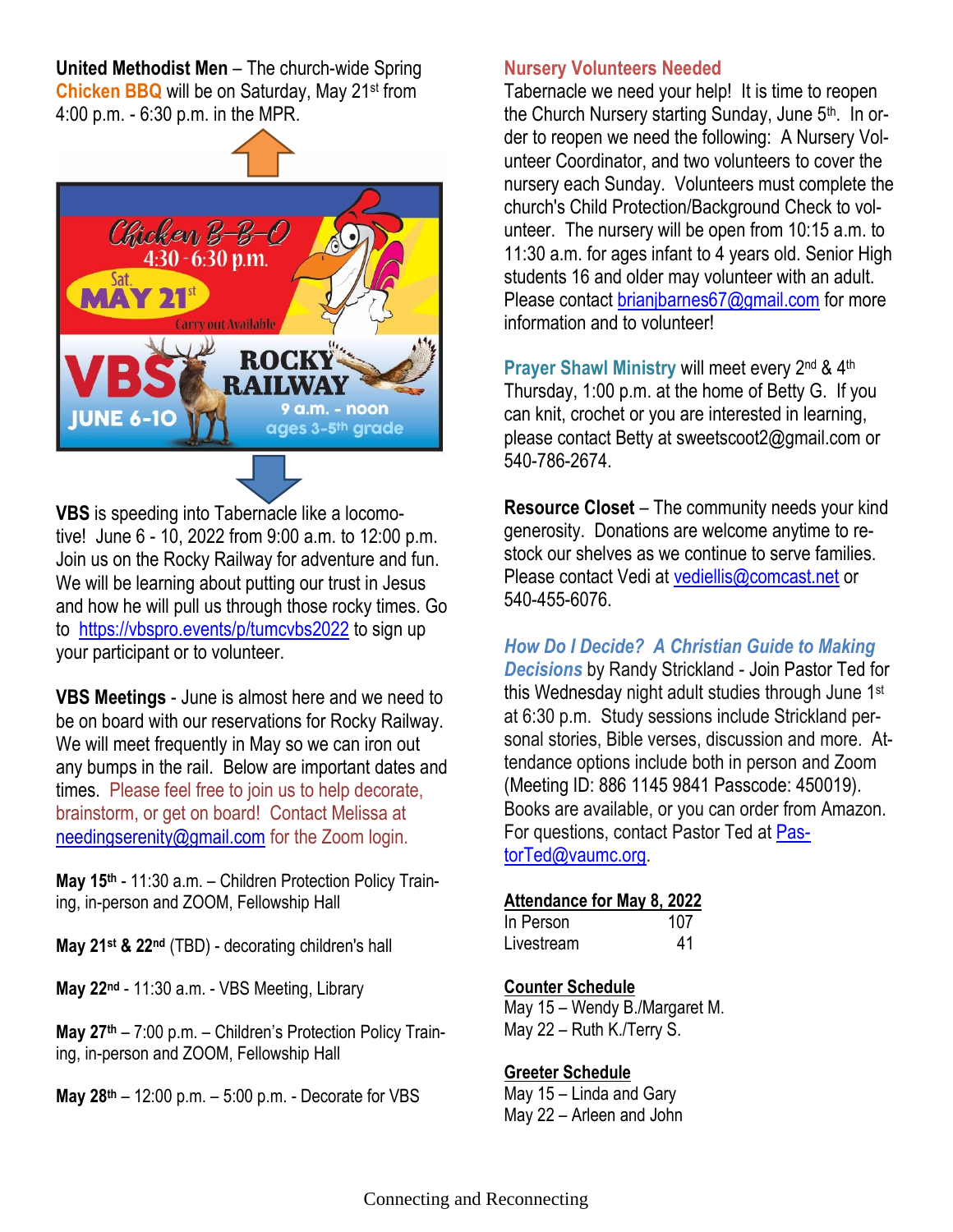**United Methodist Men** – The church-wide Spring **Chicken BBQ** will be on Saturday, May 21st from 4:00 p.m. - 6:30 p.m. in the MPR.

Chicken B-B-Q
4:30 - 6:30 p.m.
Sat. MAY 21st
Carry out Available

VBS ROCKY RAILWAY
JUNE 6-10
9 a.m. - noon
ages 3-5th grade

**VBS** is speeding into Tabernacle like a locomotive! June 6 - 10, 2022 from 9:00 a.m. to 12:00 p.m. Join us on the Rocky Railway for adventure and fun. We will be learning about putting our trust in Jesus and how he will pull us through those rocky times. Go to https://vbspro.events/p/tumcvbs2022 to sign up your participant or to volunteer.

**VBS Meetings** - June is almost here and we need to be on board with our reservations for Rocky Railway. We will meet frequently in May so we can iron out any bumps in the rail. Below are important dates and times. Please feel free to join us to help decorate, brainstorm, or get on board! Contact Melissa at needingserenity@gmail.com for the Zoom login.

**May 15th** - 11:30 a.m. – Children Protection Policy Training, in-person and ZOOM, Fellowship Hall

**May 21st & 22nd** (TBD) - decorating children's hall

**May 22nd** - 11:30 a.m. - VBS Meeting, Library

**May 27th** – 7:00 p.m. – Children's Protection Policy Training, in-person and ZOOM, Fellowship Hall

**May 28th** – 12:00 p.m. – 5:00 p.m. - Decorate for VBS

**Nursery Volunteers Needed**

Tabernacle we need your help! It is time to reopen the Church Nursery starting Sunday, June 5th. In order to reopen we need the following: A Nursery Volunteer Coordinator, and two volunteers to cover the nursery each Sunday. Volunteers must complete the church's Child Protection/Background Check to volunteer. The nursery will be open from 10:15 a.m. to 11:30 a.m. for ages infant to 4 years old. Senior High students 16 and older may volunteer with an adult. Please contact brianjbarnes67@gmail.com for more information and to volunteer!

**Prayer Shawl Ministry** will meet every 2nd & 4th Thursday, 1:00 p.m. at the home of Betty G. If you can knit, crochet or you are interested in learning, please contact Betty at sweetscoot2@gmail.com or 540-786-2674.

**Resource Closet** – The community needs your kind generosity. Donations are welcome anytime to restock our shelves as we continue to serve families. Please contact Vedi at vediellis@comcast.net or 540-455-6076.

***How Do I Decide? A Christian Guide to Making Decisions*** by Randy Strickland - Join Pastor Ted for this Wednesday night adult studies through June 1st at 6:30 p.m. Study sessions include Strickland personal stories, Bible verses, discussion and more. Attendance options include both in person and Zoom (Meeting ID: 886 1145 9841 Passcode: 450019). Books are available, or you can order from Amazon. For questions, contact Pastor Ted at PastorTed@vaumc.org.

**Attendance for May 8, 2022**

| | |
|---|---|
| In Person | 107 |
| Livestream | 41 |

**Counter Schedule**

May 15 – Wendy B./Margaret M.
May 22 – Ruth K./Terry S.

**Greeter Schedule**

May 15 – Linda and Gary
May 22 – Arleen and John

Connecting and Reconnecting